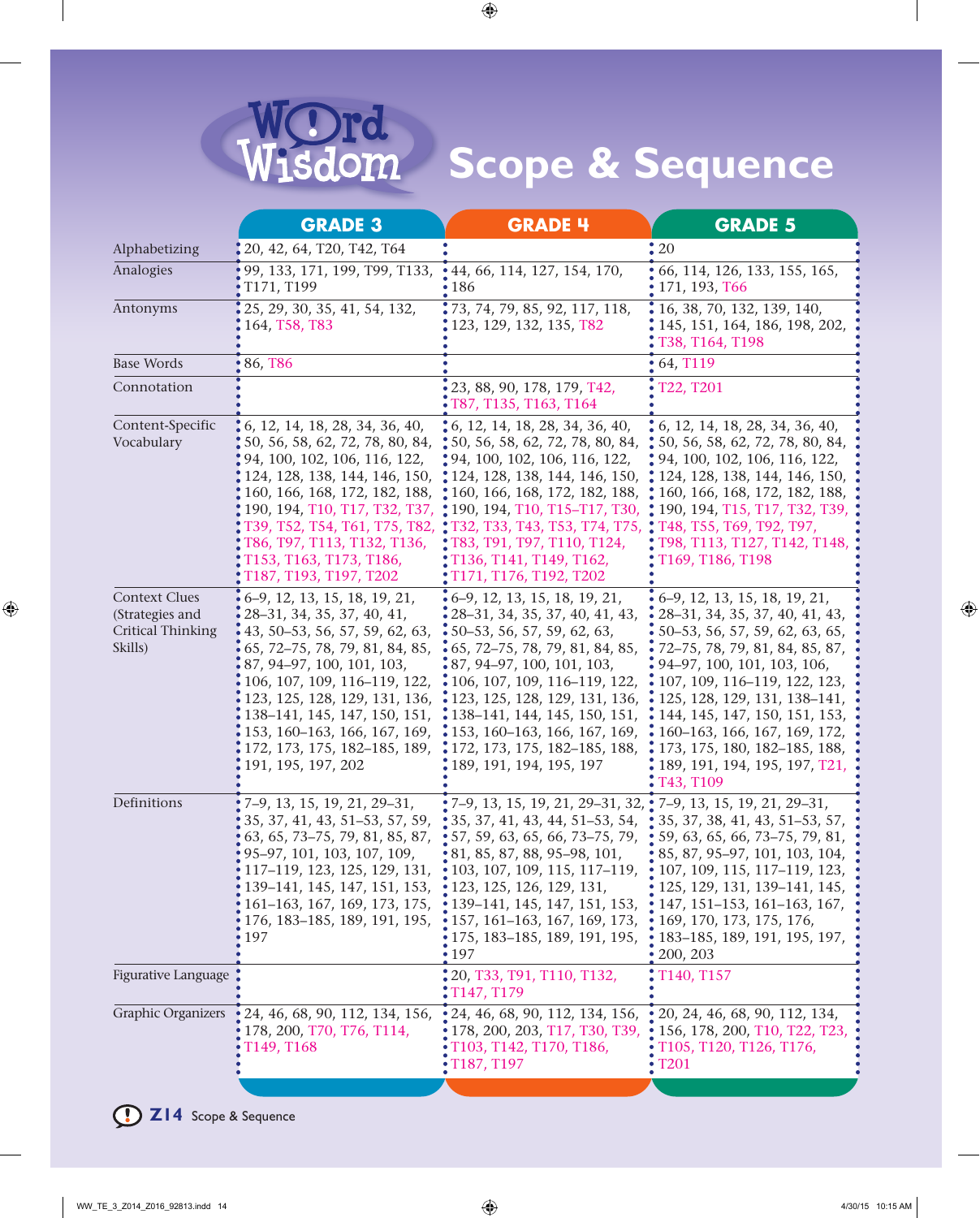# Word Wisdom Scope & Sequence

| | GRADE 3 | GRADE 4 | GRADE 5 |
|---|---|---|---|
| Alphabetizing | 20, 42, 64, T20, T42, T64 | | 20 |
| Analogies | 99, 133, 171, 199, T99, T133, T171, T199 | 44, 66, 114, 127, 154, 170, 186 | 66, 114, 126, 133, 155, 165, 171, 193, T66 |
| Antonyms | 25, 29, 30, 35, 41, 54, 132, 164, T58, T83 | 73, 74, 79, 85, 92, 117, 118, 123, 129, 132, 135, T82 | 16, 38, 70, 132, 139, 140, 145, 151, 164, 186, 198, 202, T38, T164, T198 |
| Base Words | 86, T86 | | 64, T119 |
| Connotation | | 23, 88, 90, 178, 179, T42, T87, T135, T163, T164 | T22, T201 |
| Content-Specific Vocabulary | 6, 12, 14, 18, 28, 34, 36, 40, 50, 56, 58, 62, 72, 78, 80, 84, 94, 100, 102, 106, 116, 122, 124, 128, 138, 144, 146, 150, 160, 166, 168, 172, 182, 188, 190, 194, T10, T17, T32, T37, T39, T52, T54, T61, T75, T82, T86, T97, T113, T132, T136, T153, T163, T173, T186, T187, T193, T197, T202 | 6, 12, 14, 18, 28, 34, 36, 40, 50, 56, 58, 62, 72, 78, 80, 84, 94, 100, 102, 106, 116, 122, 124, 128, 138, 144, 146, 150, 160, 166, 168, 172, 182, 188, 190, 194, T10, T15–T17, T30, T32, T33, T43, T53, T74, T75, T83, T91, T97, T110, T124, T136, T141, T149, T162, T171, T176, T192, T202 | 6, 12, 14, 18, 28, 34, 36, 40, 50, 56, 58, 62, 72, 78, 80, 84, 94, 100, 102, 106, 116, 122, 124, 128, 138, 144, 146, 150, 160, 166, 168, 172, 182, 188, 190, 194, T15, T17, T32, T39, T48, T55, T69, T92, T97, T98, T113, T127, T142, T148, T169, T186, T198 |
| Context Clues (Strategies and Critical Thinking Skills) | 6–9, 12, 13, 15, 18, 19, 21, 28–31, 34, 35, 37, 40, 41, 43, 50–53, 56, 57, 59, 62, 63, 65, 72–75, 78, 79, 81, 84, 85, 87, 94–97, 100, 101, 103, 106, 107, 109, 116–119, 122, 123, 125, 128, 129, 131, 136, 138–141, 145, 147, 150, 151, 153, 160–163, 166, 167, 169, 172, 173, 175, 182–185, 189, 191, 195, 197, 202 | 6–9, 12, 13, 15, 18, 19, 21, 28–31, 34, 35, 37, 40, 41, 43, 50–53, 56, 57, 59, 62, 63, 65, 72–75, 78, 79, 81, 84, 85, 87, 94–97, 100, 101, 103, 106, 107, 109, 116–119, 122, 123, 125, 128, 129, 131, 136, 138–141, 144, 145, 150, 151, 153, 160–163, 166, 167, 169, 172, 173, 175, 182–185, 188, 189, 191, 194, 195, 197 | 6–9, 12, 13, 15, 18, 19, 21, 28–31, 34, 35, 37, 40, 41, 43, 50–53, 56, 57, 59, 62, 63, 65, 72–75, 78, 79, 81, 84, 85, 87, 94–97, 100, 101, 103, 106, 107, 109, 116–119, 122, 123, 125, 128, 129, 131, 138–141, 144, 145, 147, 150, 151, 153, 160–163, 166, 167, 169, 173, 175, 180, 182–185, 188, 189, 191, 194, 195, 197, T21, T43, T109 |
| Definitions | 7–9, 13, 15, 19, 21, 29–31, 35, 37, 41, 43, 51–53, 57, 59, 63, 65, 73–75, 79, 81, 85, 87, 95–97, 101, 103, 107, 109, 117–119, 123, 125, 129, 131, 139–141, 145, 147, 151, 153, 161–163, 167, 169, 173, 175, 176, 183–185, 189, 191, 195, 197 | 7–9, 13, 15, 19, 21, 29–31, 32, 35, 37, 41, 43, 44, 51–53, 54, 57, 59, 63, 65, 66, 73–75, 79, 81, 85, 87, 88, 95–98, 101, 103, 107, 109, 115, 117–119, 123, 125, 126, 129, 131, 139–141, 145, 147, 151, 153, 157, 161–163, 167, 169, 173, 175, 183–185, 189, 191, 195, 197 | 7–9, 13, 15, 19, 21, 29–31, 35, 37, 38, 41, 43, 51–53, 57, 59, 63, 65, 66, 73–75, 79, 81, 85, 87, 95–97, 101, 103, 104, 107, 109, 115, 117–119, 123, 125, 129, 131, 139–141, 145, 147, 151–153, 161–163, 167, 169, 170, 173, 175, 176, 183–185, 189, 191, 195, 197, 200, 203 |
| Figurative Language | | 20, T33, T91, T110, T132, T147, T179 | T140, T157 |
| Graphic Organizers | 24, 46, 68, 90, 112, 134, 156, 178, 200, T70, T76, T114, T149, T168 | 24, 46, 68, 90, 112, 134, 156, 178, 200, 203, T17, T30, T39, T103, T142, T170, T186, T187, T197 | 20, 24, 46, 68, 90, 112, 134, 156, 178, 200, T10, T22, T23, T105, T120, T126, T176, T201 |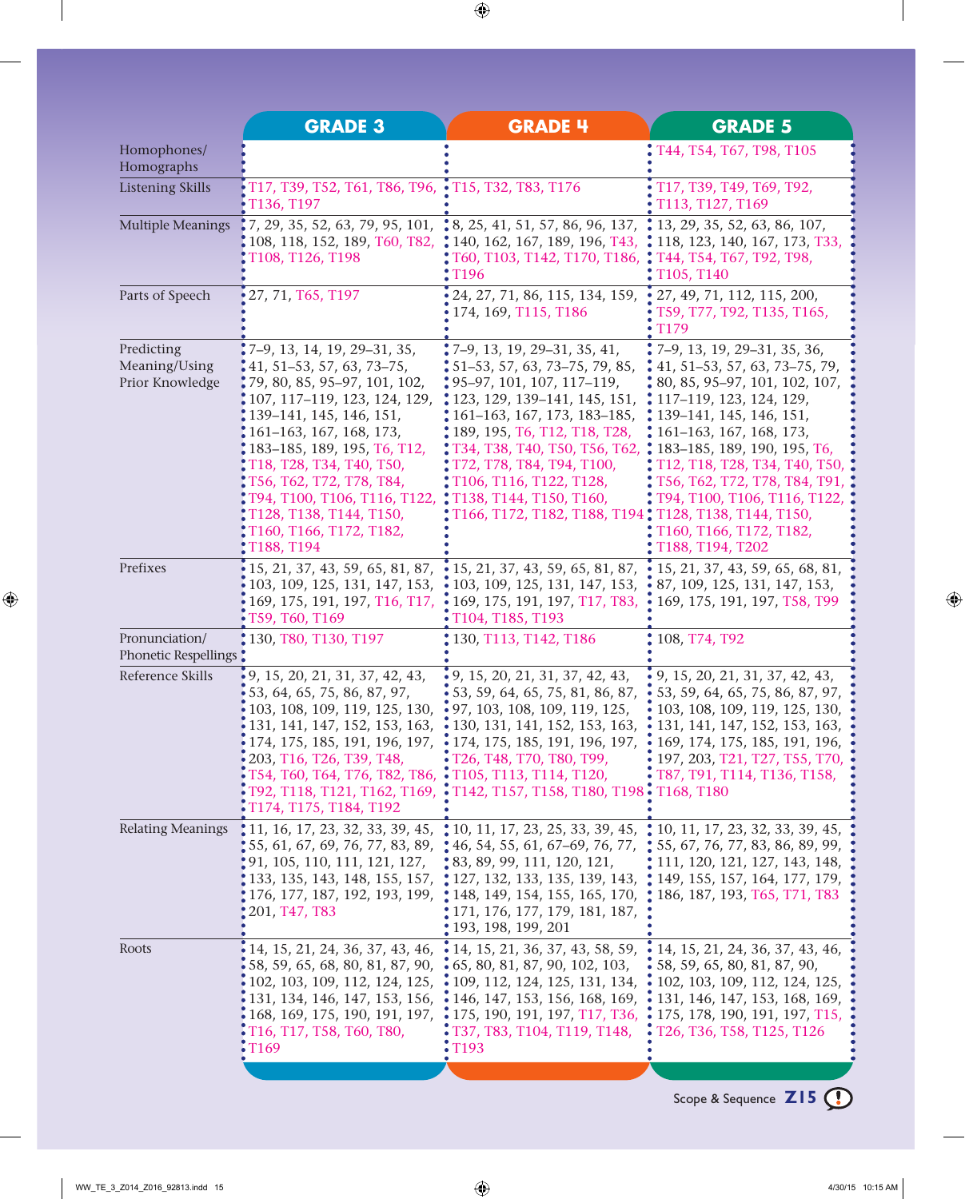| | GRADE 3 | GRADE 4 | GRADE 5 |
|---|---|---|---|
| Homophones/ Homographs | | | T44, T54, T67, T98, T105 |
| Listening Skills | T17, T39, T52, T61, T86, T96, T136, T197 | T15, T32, T83, T176 | T17, T39, T49, T69, T92, T113, T127, T169 |
| Multiple Meanings | 7, 29, 35, 52, 63, 79, 95, 101, 108, 118, 152, 189, T60, T82, T108, T126, T198 | 8, 25, 41, 51, 57, 86, 96, 137, 140, 162, 167, 189, 196, T43, T60, T103, T142, T170, T186, T196 | 13, 29, 35, 52, 63, 86, 107, 118, 123, 140, 167, 173, T33, T44, T54, T67, T92, T98, T105, T140 |
| Parts of Speech | 27, 71, T65, T197 | 24, 27, 71, 86, 115, 134, 159, 174, 169, T115, T186 | 27, 49, 71, 112, 115, 200, T59, T77, T92, T135, T165, T179 |
| Predicting Meaning/Using Prior Knowledge | 7–9, 13, 14, 19, 29–31, 35, 41, 51–53, 57, 63, 73–75, 79, 80, 85, 95–97, 101, 102, 107, 117–119, 123, 124, 129, 139–141, 145, 146, 151, 161–163, 167, 168, 173, 183–185, 189, 195, T6, T12, T18, T28, T34, T40, T50, T56, T62, T72, T78, T84, T94, T100, T106, T116, T122, T128, T138, T144, T150, T160, T166, T172, T182, T188, T194 | 7–9, 13, 19, 29–31, 35, 41, 51–53, 57, 63, 73–75, 79, 85, 95–97, 101, 107, 117–119, 123, 129, 139–141, 145, 151, 161–163, 167, 173, 183–185, 189, 195, T6, T12, T18, T28, T34, T38, T40, T50, T56, T62, T72, T78, T84, T94, T100, T106, T116, T122, T128, T138, T144, T150, T160, T166, T172, T182, T188, T194 | 7–9, 13, 19, 29–31, 35, 36, 41, 51–53, 57, 63, 73–75, 79, 80, 85, 95–97, 101, 102, 107, 117–119, 123, 124, 129, 139–141, 145, 146, 151, 161–163, 167, 168, 173, 183–185, 189, 190, 195, T6, T12, T18, T28, T34, T40, T50, T56, T62, T72, T78, T84, T91, T94, T100, T106, T116, T122, T128, T138, T144, T150, T160, T166, T172, T182, T188, T194, T202 |
| Prefixes | 15, 21, 37, 43, 59, 65, 81, 87, 103, 109, 125, 131, 147, 153, 169, 175, 191, 197, T16, T17, T59, T60, T169 | 15, 21, 37, 43, 59, 65, 81, 87, 103, 109, 125, 131, 147, 153, 169, 175, 191, 197, T17, T83, T104, T185, T193 | 15, 21, 37, 43, 59, 65, 68, 81, 87, 109, 125, 131, 147, 153, 169, 175, 191, 197, T58, T99 |
| Pronunciation/ Phonetic Respellings | 130, T80, T130, T197 | 130, T113, T142, T186 | 108, T74, T92 |
| Reference Skills | 9, 15, 20, 21, 31, 37, 42, 43, 53, 64, 65, 75, 86, 87, 97, 103, 108, 109, 119, 125, 130, 131, 141, 147, 152, 153, 163, 174, 175, 185, 191, 196, 197, 203, T16, T26, T39, T48, T54, T60, T64, T76, T82, T86, T92, T118, T121, T162, T169, T174, T175, T184, T192 | 9, 15, 20, 21, 31, 37, 42, 43, 53, 59, 64, 65, 75, 81, 86, 87, 97, 103, 108, 109, 119, 125, 130, 131, 141, 147, 152, 153, 163, 174, 175, 185, 191, 196, 197, T26, T48, T70, T80, T99, T105, T113, T114, T120, T142, T157, T158, T180, T198 | 9, 15, 20, 21, 31, 37, 42, 43, 53, 59, 64, 65, 75, 86, 87, 97, 103, 108, 109, 119, 125, 130, 131, 141, 147, 152, 153, 163, 169, 174, 175, 185, 191, 196, 197, 203, T21, T27, T55, T70, T87, T91, T114, T136, T158, T168, T180 |
| Relating Meanings | 11, 16, 17, 23, 32, 33, 39, 45, 55, 61, 67, 69, 76, 77, 83, 89, 91, 105, 110, 111, 121, 127, 133, 135, 143, 148, 155, 157, 176, 177, 187, 192, 193, 199, 201, T47, T83 | 10, 11, 17, 23, 25, 33, 39, 45, 46, 54, 55, 61, 67–69, 76, 77, 83, 89, 99, 111, 120, 121, 127, 132, 133, 135, 139, 143, 148, 149, 154, 155, 165, 170, 171, 176, 177, 179, 181, 187, 193, 198, 199, 201 | 10, 11, 17, 23, 32, 33, 39, 45, 55, 67, 76, 77, 83, 86, 89, 99, 111, 120, 121, 127, 143, 148, 149, 155, 157, 164, 177, 179, 186, 187, 193, T65, T71, T83 |
| Roots | 14, 15, 21, 24, 36, 37, 43, 46, 58, 59, 65, 68, 80, 81, 87, 90, 102, 103, 109, 112, 124, 125, 131, 134, 146, 147, 153, 156, 168, 169, 175, 190, 191, 197, T16, T17, T58, T60, T80, T169 | 14, 15, 21, 36, 37, 43, 58, 59, 65, 80, 81, 87, 90, 102, 103, 109, 112, 124, 125, 131, 134, 146, 147, 153, 156, 168, 169, 175, 190, 191, 197, T17, T36, T37, T83, T104, T119, T148, T193 | 14, 15, 21, 24, 36, 37, 43, 46, 58, 59, 65, 80, 81, 87, 90, 102, 103, 109, 112, 124, 125, 131, 146, 147, 153, 168, 169, 175, 178, 190, 191, 197, T15, T26, T36, T58, T125, T126 |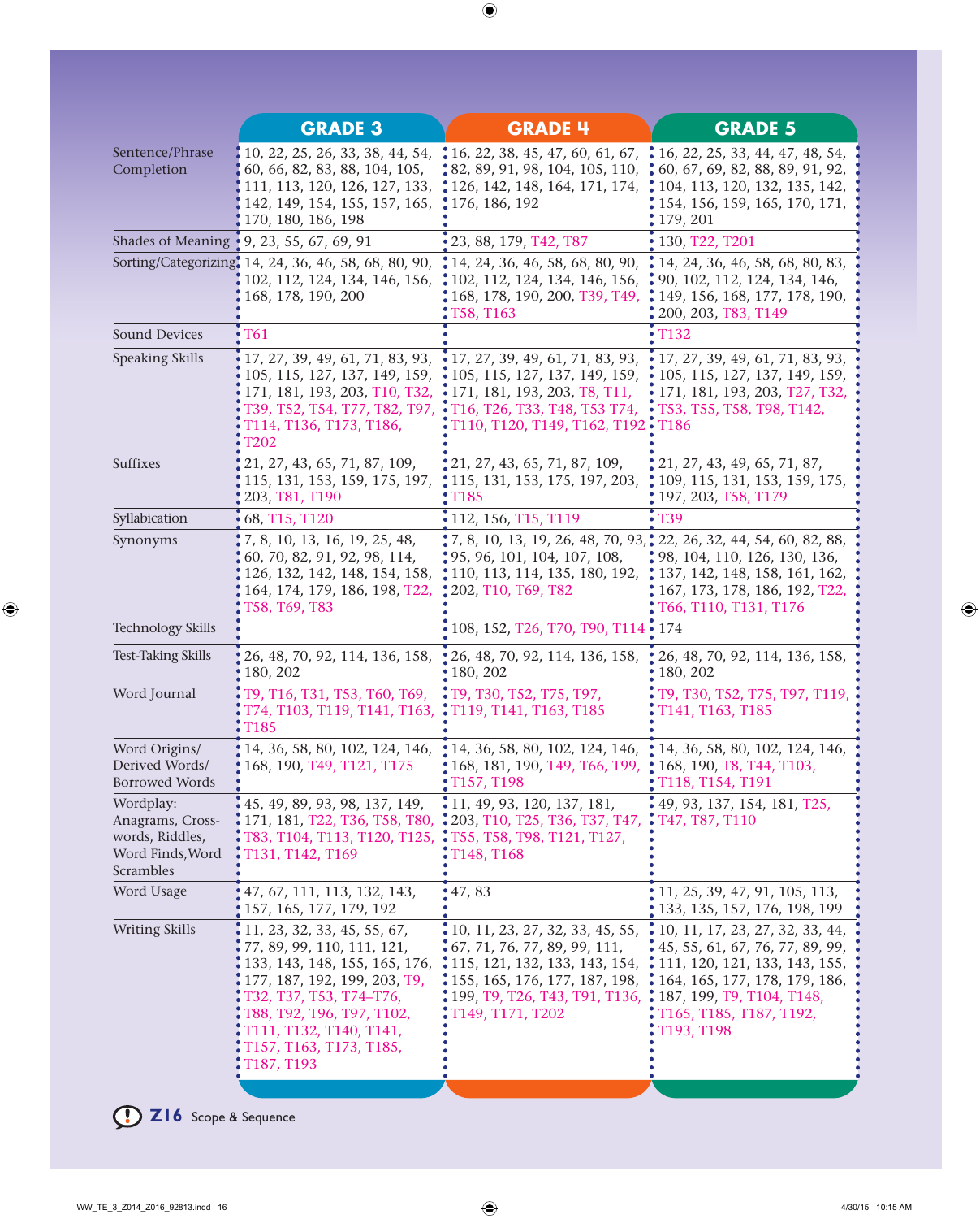|  | GRADE 3 | GRADE 4 | GRADE 5 |
|---|---|---|---|
| Sentence/Phrase Completion | 10, 22, 25, 26, 33, 38, 44, 54, 60, 66, 82, 83, 88, 104, 105, 111, 113, 120, 126, 127, 133, 142, 149, 154, 155, 157, 165, 170, 180, 186, 198 | 16, 22, 38, 45, 47, 60, 61, 67, 82, 89, 91, 98, 104, 105, 110, 126, 142, 148, 164, 171, 174, 176, 186, 192 | 16, 22, 25, 33, 44, 47, 48, 54, 60, 67, 69, 82, 88, 89, 91, 92, 104, 113, 120, 132, 135, 142, 154, 156, 159, 165, 170, 171, 179, 201 |
| Shades of Meaning | 9, 23, 55, 67, 69, 91 | 23, 88, 179, T42, T87 | 130, T22, T201 |
| Sorting/Categorizing | 14, 24, 36, 46, 58, 68, 80, 90, 102, 112, 124, 134, 146, 156, 168, 178, 190, 200 | 14, 24, 36, 46, 58, 68, 80, 90, 102, 112, 124, 134, 146, 156, 168, 178, 190, 200, T39, T49, T58, T163 | 14, 24, 36, 46, 58, 68, 80, 83, 90, 102, 112, 124, 134, 146, 149, 156, 168, 177, 178, 190, 200, 203, T83, T149 |
| Sound Devices | T61 |  | T132 |
| Speaking Skills | 17, 27, 39, 49, 61, 71, 83, 93, 105, 115, 127, 137, 149, 159, 171, 181, 193, 203, T10, T32, T39, T52, T54, T77, T82, T97, T114, T136, T173, T186, T202 | 17, 27, 39, 49, 61, 71, 83, 93, 105, 115, 127, 137, 149, 159, 171, 181, 193, 203, T8, T11, T16, T26, T33, T48, T53 T74, T110, T120, T149, T162, T192 | 17, 27, 39, 49, 61, 71, 83, 93, 105, 115, 127, 137, 149, 159, 171, 181, 193, 203, T27, T32, T53, T55, T58, T98, T142, T186 |
| Suffixes | 21, 27, 43, 65, 71, 87, 109, 115, 131, 153, 159, 175, 197, 203, T81, T190 | 21, 27, 43, 65, 71, 87, 109, 115, 131, 153, 175, 197, 203, T185 | 21, 27, 43, 49, 65, 71, 87, 109, 115, 131, 153, 159, 175, 197, 203, T58, T179 |
| Syllabication | 68, T15, T120 | 112, 156, T15, T119 | T39 |
| Synonyms | 7, 8, 10, 13, 16, 19, 25, 48, 60, 70, 82, 91, 92, 98, 114, 126, 132, 142, 148, 154, 158, 164, 174, 179, 186, 198, T22, T58, T69, T83 | 7, 8, 10, 13, 19, 26, 48, 70, 93, 95, 96, 101, 104, 107, 108, 110, 113, 114, 135, 180, 192, 202, T10, T69, T82 | 22, 26, 32, 44, 54, 60, 82, 88, 98, 104, 110, 126, 130, 136, 137, 142, 148, 158, 161, 162, 167, 173, 178, 186, 192, T22, T66, T110, T131, T176 |
| Technology Skills |  | 108, 152, T26, T70, T90, T114 | 174 |
| Test-Taking Skills | 26, 48, 70, 92, 114, 136, 158, 180, 202 | 26, 48, 70, 92, 114, 136, 158, 180, 202 | 26, 48, 70, 92, 114, 136, 158, 180, 202 |
| Word Journal | T9, T16, T31, T53, T60, T69, T74, T103, T119, T141, T163, T185 | T9, T30, T52, T75, T97, T119, T141, T163, T185 | T9, T30, T52, T75, T97, T119, T141, T163, T185 |
| Word Origins/ Derived Words/ Borrowed Words | 14, 36, 58, 80, 102, 124, 146, 168, 190, T49, T121, T175 | 14, 36, 58, 80, 102, 124, 146, 168, 181, 190, T49, T66, T99, T157, T198 | 14, 36, 58, 80, 102, 124, 146, 168, 190, T8, T44, T103, T118, T154, T191 |
| Wordplay: Anagrams, Cross-words, Riddles, Word Finds, Word Scrambles | 45, 49, 89, 93, 98, 137, 149, 171, 181, T22, T36, T58, T80, T83, T104, T113, T120, T125, T131, T142, T169 | 11, 49, 93, 120, 137, 181, 203, T10, T25, T36, T37, T47, T55, T58, T98, T121, T127, T148, T168 | 49, 93, 137, 154, 181, T25, T47, T87, T110 |
| Word Usage | 47, 67, 111, 113, 132, 143, 157, 165, 177, 179, 192 | 47, 83 | 11, 25, 39, 47, 91, 105, 113, 133, 135, 157, 176, 198, 199 |
| Writing Skills | 11, 23, 32, 33, 45, 55, 67, 77, 89, 99, 110, 111, 121, 133, 143, 148, 155, 165, 176, 177, 187, 192, 199, 203, T9, T32, T37, T53, T74–T76, T88, T92, T96, T97, T102, T111, T132, T140, T141, T157, T163, T173, T185, T187, T193 | 10, 11, 23, 27, 32, 33, 45, 55, 67, 71, 76, 77, 89, 99, 111, 115, 121, 132, 133, 143, 154, 155, 165, 176, 177, 187, 198, 199, T9, T26, T43, T91, T136, T149, T171, T202 | 10, 11, 17, 23, 27, 32, 33, 44, 45, 55, 61, 67, 76, 77, 89, 99, 111, 120, 121, 133, 143, 155, 164, 165, 177, 178, 179, 186, 187, 199, T9, T104, T148, T165, T185, T187, T192, T193, T198 |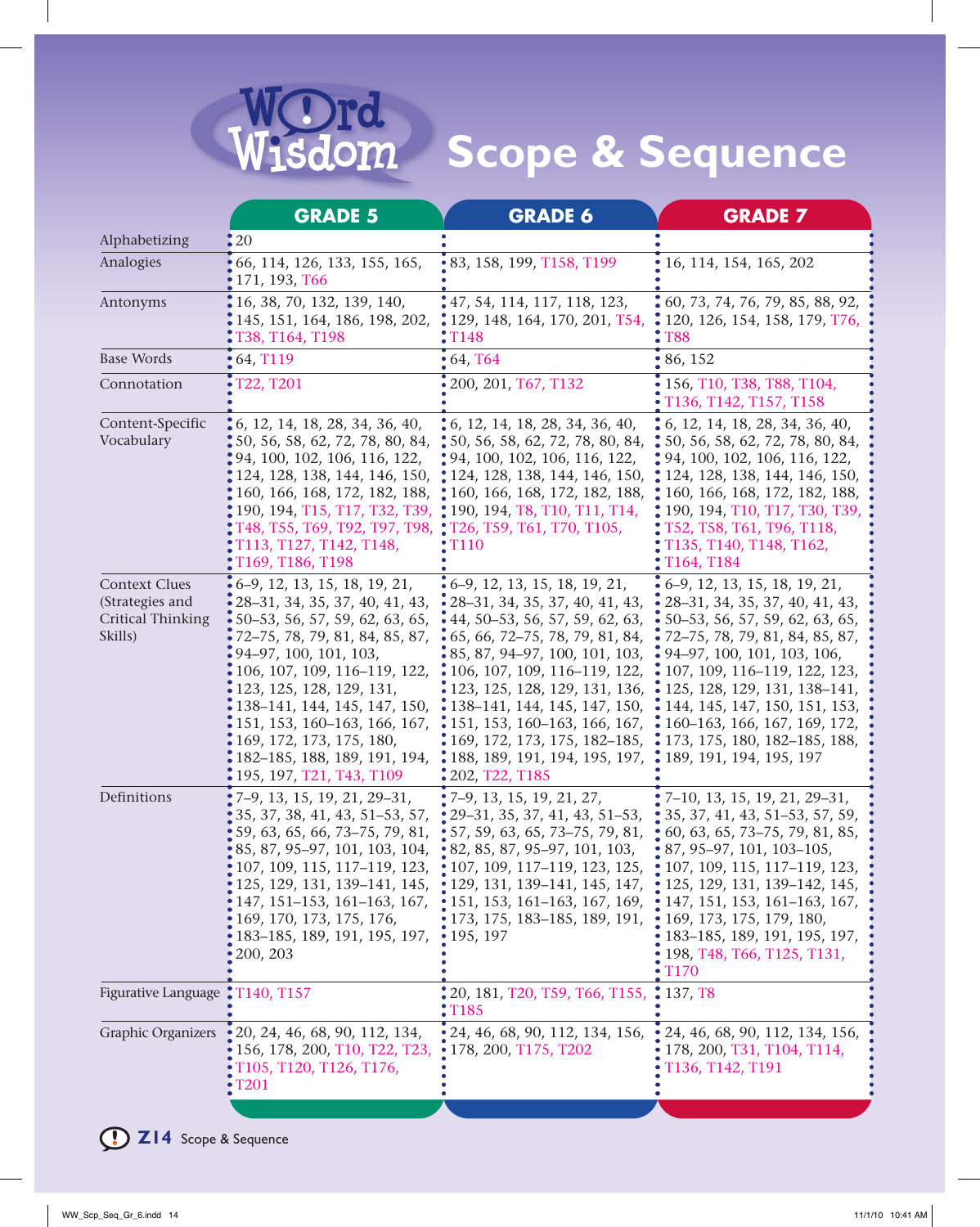# Word Wisdom Scope & Sequence

| | GRADE 5 | GRADE 6 | GRADE 7 |
|---|---|---|---|
| Alphabetizing | 20 | | |
| Analogies | 66, 114, 126, 133, 155, 165, 171, 193, T66 | 83, 158, 199, T158, T199 | 16, 114, 154, 165, 202 |
| Antonyms | 16, 38, 70, 132, 139, 140, 145, 151, 164, 186, 198, 202, T38, T164, T198 | 47, 54, 114, 117, 118, 123, 129, 148, 164, 170, 201, T54, T148 | 60, 73, 74, 76, 79, 85, 88, 92, 120, 126, 154, 158, 179, T76, T88 |
| Base Words | 64, T119 | 64, T64 | 86, 152 |
| Connotation | T22, T201 | 200, 201, T67, T132 | 156, T10, T38, T88, T104, T136, T142, T157, T158 |
| Content-Specific Vocabulary | 6, 12, 14, 18, 28, 34, 36, 40, 50, 56, 58, 62, 72, 78, 80, 84, 94, 100, 102, 106, 116, 122, 124, 128, 138, 144, 146, 150, 160, 166, 168, 172, 182, 188, 190, 194, T15, T17, T32, T39, T48, T55, T69, T92, T97, T98, T113, T127, T142, T148, T169, T186, T198 | 6, 12, 14, 18, 28, 34, 36, 40, 50, 56, 58, 62, 72, 78, 80, 84, 94, 100, 102, 106, 116, 122, 124, 128, 138, 144, 146, 150, 160, 166, 168, 172, 182, 188, 190, 194, T8, T10, T11, T14, T26, T59, T61, T70, T105, T110 | 6, 12, 14, 18, 28, 34, 36, 40, 50, 56, 58, 62, 72, 78, 80, 84, 94, 100, 102, 106, 116, 122, 124, 128, 138, 144, 146, 150, 160, 166, 168, 172, 182, 188, 190, 194, T10, T17, T30, T39, T52, T58, T61, T96, T118, T135, T140, T148, T162, T164, T184 |
| Context Clues (Strategies and Critical Thinking Skills) | 6–9, 12, 13, 15, 18, 19, 21, 28–31, 34, 35, 37, 40, 41, 43, 50–53, 56, 57, 59, 62, 63, 65, 72–75, 78, 79, 81, 84, 85, 87, 94–97, 100, 101, 103, 106, 107, 109, 116–119, 122, 123, 125, 128, 129, 131, 138–141, 144, 145, 147, 150, 151, 153, 160–163, 166, 167, 169, 172, 173, 175, 180, 182–185, 188, 189, 191, 194, 195, 197, T21, T43, T109 | 6–9, 12, 13, 15, 18, 19, 21, 28–31, 34, 35, 37, 40, 41, 43, 44, 50–53, 56, 57, 59, 62, 63, 65, 66, 72–75, 78, 79, 81, 84, 85, 87, 94–97, 100, 101, 103, 106, 107, 109, 116–119, 122, 123, 125, 128, 129, 131, 136, 138–141, 144, 145, 147, 150, 151, 153, 160–163, 166, 167, 169, 172, 173, 175, 182–185, 188, 189, 191, 194, 195, 197, 202, T22, T185 | 6–9, 12, 13, 15, 18, 19, 21, 28–31, 34, 35, 37, 40, 41, 43, 50–53, 56, 57, 59, 62, 63, 65, 72–75, 78, 79, 81, 84, 85, 87, 94–97, 100, 101, 103, 106, 107, 109, 116–119, 122, 123, 125, 128, 129, 131, 138–141, 144, 145, 147, 150, 151, 153, 160–163, 166, 167, 169, 172, 173, 175, 180, 182–185, 188, 189, 191, 194, 195, 197 |
| Definitions | 7–9, 13, 15, 19, 21, 29–31, 35, 37, 38, 41, 43, 51–53, 57, 59, 63, 65, 66, 73–75, 79, 81, 85, 87, 95–97, 101, 103, 104, 107, 109, 115, 117–119, 123, 125, 129, 131, 139–141, 145, 147, 151–153, 161–163, 167, 169, 170, 173, 175, 176, 183–185, 189, 191, 195, 197, 200, 203 | 7–9, 13, 15, 19, 21, 27, 29–31, 35, 37, 41, 43, 51–53, 57, 59, 63, 65, 73–75, 79, 81, 82, 85, 87, 95–97, 101, 103, 107, 109, 117–119, 123, 125, 129, 131, 139–141, 145, 147, 151, 153, 161–163, 167, 169, 173, 175, 183–185, 189, 191, 195, 197 | 7–10, 13, 15, 19, 21, 29–31, 35, 37, 41, 43, 51–53, 57, 59, 60, 63, 65, 73–75, 79, 81, 85, 87, 95–97, 101, 103–105, 107, 109, 115, 117–119, 123, 125, 129, 131, 139–142, 145, 147, 151, 153, 161–163, 167, 169, 173, 175, 179, 180, 183–185, 189, 191, 195, 197, 198, T48, T66, T125, T131, T170 |
| Figurative Language | T140, T157 | 20, 181, T20, T59, T66, T155, T185 | 137, T8 |
| Graphic Organizers | 20, 24, 46, 68, 90, 112, 134, 156, 178, 200, T10, T22, T23, T105, T120, T126, T176, T201 | 24, 46, 68, 90, 112, 134, 156, 178, 200, T175, T202 | 24, 46, 68, 90, 112, 134, 156, 178, 200, T31, T104, T114, T136, T142, T191 |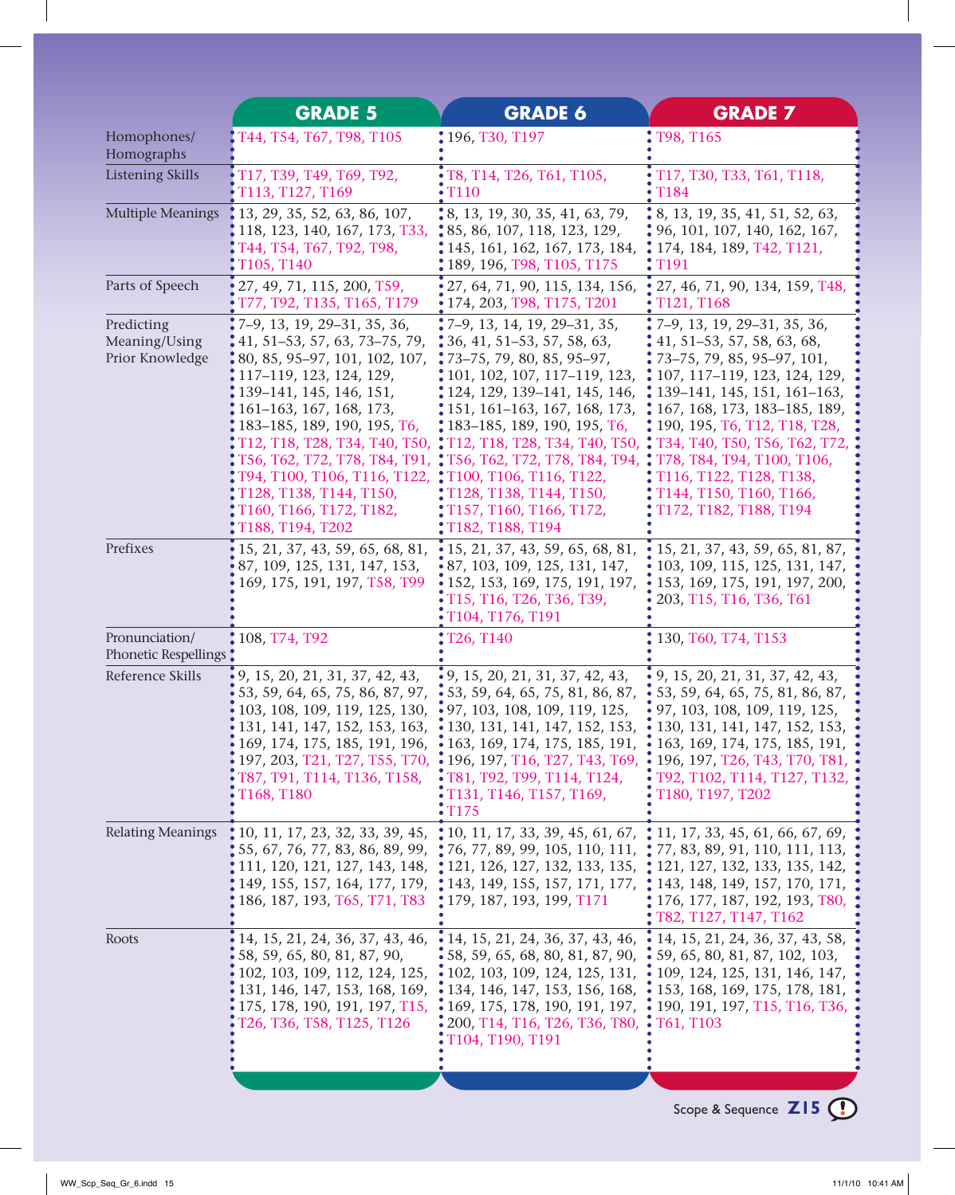| | GRADE 5 | GRADE 6 | GRADE 7 |
|---|---|---|---|
| Homophones/ Homographs | T44, T54, T67, T98, T105 | 196, T30, T197 | T98, T165 |
| Listening Skills | T17, T39, T49, T69, T92, T113, T127, T169 | T8, T14, T26, T61, T105, T110 | T17, T30, T33, T61, T118, T184 |
| Multiple Meanings | 13, 29, 35, 52, 63, 86, 107, 118, 123, 140, 167, 173, T33, T44, T54, T67, T92, T98, T105, T140 | 8, 13, 19, 30, 35, 41, 63, 79, 85, 86, 107, 118, 123, 129, 145, 161, 162, 167, 173, 184, 189, 196, T98, T105, T175 | 8, 13, 19, 35, 41, 51, 52, 63, 96, 101, 107, 140, 162, 167, 174, 184, 189, T42, T121, T191 |
| Parts of Speech | 27, 49, 71, 115, 200, T59, T77, T92, T135, T165, T179 | 27, 64, 71, 90, 115, 134, 156, 174, 203, T98, T175, T201 | 27, 46, 71, 90, 134, 159, T48, T121, T168 |
| Predicting Meaning/Using Prior Knowledge | 7–9, 13, 19, 29–31, 35, 36, 41, 51–53, 57, 63, 73–75, 79, 80, 85, 95–97, 101, 102, 107, 117–119, 123, 124, 129, 139–141, 145, 146, 151, 161–163, 167, 168, 173, 183–185, 189, 190, 195, T6, T12, T18, T28, T34, T40, T50, T56, T62, T72, T78, T84, T91, T94, T100, T106, T116, T122, T128, T138, T144, T150, T160, T166, T172, T182, T188, T194, T202 | 7–9, 13, 14, 19, 29–31, 35, 36, 41, 51–53, 57, 58, 63, 73–75, 79, 80, 85, 95–97, 101, 102, 107, 117–119, 123, 124, 129, 139–141, 145, 146, 151, 161–163, 167, 168, 173, 183–185, 189, 190, 195, T6, T12, T18, T28, T34, T40, T50, T56, T62, T72, T78, T84, T94, T100, T106, T116, T122, T128, T138, T144, T150, T157, T160, T166, T172, T182, T188, T194 | 7–9, 13, 19, 29–31, 35, 36, 41, 51–53, 57, 58, 63, 68, 73–75, 79, 85, 95–97, 101, 107, 117–119, 123, 124, 129, 139–141, 145, 151, 161–163, 167, 168, 173, 183–185, 189, 190, 195, T6, T12, T18, T28, T34, T40, T50, T56, T62, T72, T78, T84, T94, T100, T106, T116, T122, T128, T138, T144, T150, T160, T166, T172, T182, T188, T194 |
| Prefixes | 15, 21, 37, 43, 59, 65, 68, 81, 87, 109, 125, 131, 147, 153, 169, 175, 191, 197, T58, T99 | 15, 21, 37, 43, 59, 65, 68, 81, 87, 103, 109, 125, 131, 147, 152, 153, 169, 175, 191, 197, T15, T16, T26, T36, T39, T104, T176, T191 | 15, 21, 37, 43, 59, 65, 81, 87, 103, 109, 115, 125, 131, 147, 153, 169, 175, 191, 197, 200, 203, T15, T16, T36, T61 |
| Pronunciation/ Phonetic Respellings | 108, T74, T92 | T26, T140 | 130, T60, T74, T153 |
| Reference Skills | 9, 15, 20, 21, 31, 37, 42, 43, 53, 59, 64, 65, 75, 86, 87, 97, 103, 108, 109, 119, 125, 130, 131, 141, 147, 152, 153, 163, 169, 174, 175, 185, 191, 196, 197, 203, T21, T27, T55, T70, T87, T91, T114, T136, T158, T168, T180 | 9, 15, 20, 21, 31, 37, 42, 43, 53, 59, 64, 65, 75, 81, 86, 87, 97, 103, 108, 109, 119, 125, 130, 131, 141, 147, 152, 153, 163, 169, 174, 175, 185, 191, 196, 197, T16, T27, T43, T69, T81, T92, T99, T114, T124, T131, T146, T157, T169, T175 | 9, 15, 20, 21, 31, 37, 42, 43, 53, 59, 64, 65, 75, 81, 86, 87, 97, 103, 108, 109, 119, 125, 130, 131, 141, 147, 152, 153, 163, 169, 174, 175, 185, 191, 196, 197, T26, T43, T70, T81, T92, T102, T114, T127, T132, T180, T197, T202 |
| Relating Meanings | 10, 11, 17, 23, 32, 33, 39, 45, 55, 67, 76, 77, 83, 86, 89, 99, 111, 120, 121, 127, 143, 148, 149, 155, 157, 164, 177, 179, 186, 187, 193, T65, T71, T83 | 10, 11, 17, 33, 39, 45, 61, 67, 76, 77, 89, 99, 105, 110, 111, 121, 126, 127, 132, 133, 135, 143, 149, 155, 157, 171, 177, 179, 187, 193, 199, T171 | 11, 17, 33, 45, 61, 66, 67, 69, 77, 83, 89, 91, 110, 111, 113, 121, 127, 132, 133, 135, 142, 143, 148, 149, 157, 170, 171, 176, 177, 187, 192, 193, T80, T82, T127, T147, T162 |
| Roots | 14, 15, 21, 24, 36, 37, 43, 46, 58, 59, 65, 80, 81, 87, 90, 102, 103, 109, 112, 124, 125, 131, 146, 147, 153, 168, 169, 175, 178, 190, 191, 197, T15, T26, T36, T58, T125, T126 | 14, 15, 21, 24, 36, 37, 43, 46, 58, 59, 65, 68, 80, 81, 87, 90, 102, 103, 109, 124, 125, 131, 134, 146, 147, 153, 156, 168, 169, 175, 178, 190, 191, 197, 200, T14, T16, T26, T36, T80, T104, T190, T191 | 14, 15, 21, 24, 36, 37, 43, 58, 59, 65, 80, 81, 87, 102, 103, 109, 124, 125, 131, 146, 147, 153, 168, 169, 175, 178, 181, 190, 191, 197, T15, T16, T36, T61, T103 |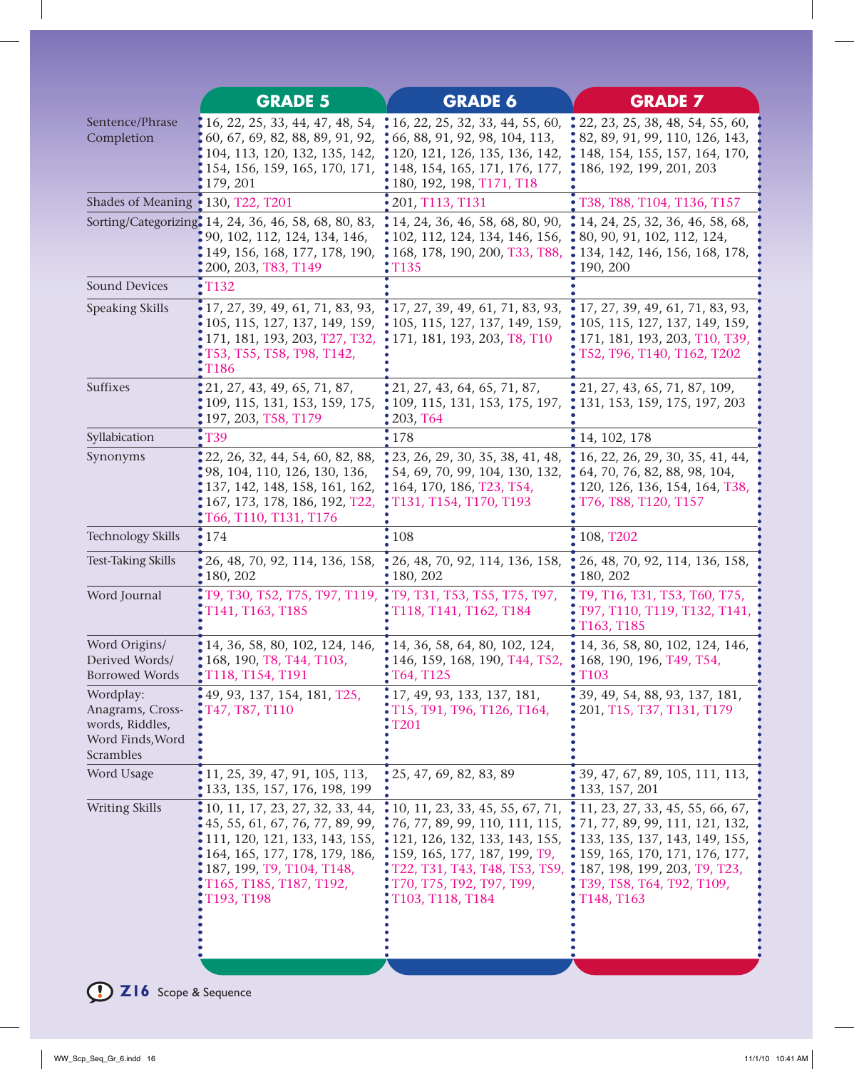| | GRADE 5 | GRADE 6 | GRADE 7 |
|---|---|---|---|
| Sentence/Phrase Completion | 16, 22, 25, 33, 44, 47, 48, 54, 60, 67, 69, 82, 88, 89, 91, 92, 104, 113, 120, 132, 135, 142, 154, 156, 159, 165, 170, 171, 179, 201 | 16, 22, 25, 32, 33, 44, 55, 60, 66, 88, 91, 92, 98, 104, 113, 120, 121, 126, 135, 136, 142, 148, 154, 165, 171, 176, 177, 180, 192, 198, T171, T18 | 22, 23, 25, 38, 48, 54, 55, 60, 82, 89, 91, 99, 110, 126, 143, 148, 154, 155, 157, 164, 170, 186, 192, 199, 201, 203 |
| Shades of Meaning | 130, T22, T201 | 201, T113, T131 | T38, T88, T104, T136, T157 |
| Sorting/Categorizing | 14, 24, 36, 46, 58, 68, 80, 83, 90, 102, 112, 124, 134, 146, 149, 156, 168, 177, 178, 190, 200, 203, T83, T149 | 14, 24, 36, 46, 58, 68, 80, 90, 102, 112, 124, 134, 146, 156, 168, 178, 190, 200, T33, T88, T135 | 14, 24, 25, 32, 36, 46, 58, 68, 80, 90, 91, 102, 112, 124, 134, 142, 146, 156, 168, 178, 190, 200 |
| Sound Devices | T132 | | |
| Speaking Skills | 17, 27, 39, 49, 61, 71, 83, 93, 105, 115, 127, 137, 149, 159, 171, 181, 193, 203, T27, T32, T53, T55, T58, T98, T142, T186 | 17, 27, 39, 49, 61, 71, 83, 93, 105, 115, 127, 137, 149, 159, 171, 181, 193, 203, T8, T10 | 17, 27, 39, 49, 61, 71, 83, 93, 105, 115, 127, 137, 149, 159, 171, 181, 193, 203, T10, T39, T52, T96, T140, T162, T202 |
| Suffixes | 21, 27, 43, 49, 65, 71, 87, 109, 115, 131, 153, 159, 175, 197, 203, T58, T179 | 21, 27, 43, 64, 65, 71, 87, 109, 115, 131, 153, 175, 197, 203, T64 | 21, 27, 43, 65, 71, 87, 109, 131, 153, 159, 175, 197, 203 |
| Syllabication | T39 | 178 | 14, 102, 178 |
| Synonyms | 22, 26, 32, 44, 54, 60, 82, 88, 98, 104, 110, 126, 130, 136, 137, 142, 148, 158, 161, 162, 167, 173, 178, 186, 192, T22, T66, T110, T131, T176 | 23, 26, 29, 30, 35, 38, 41, 48, 54, 69, 70, 99, 104, 130, 132, 164, 170, 186, T23, T54, T131, T154, T170, T193 | 16, 22, 26, 29, 30, 35, 41, 44, 64, 70, 76, 82, 88, 98, 104, 120, 126, 136, 154, 164, T38, T76, T88, T120, T157 |
| Technology Skills | 174 | 108 | 108, T202 |
| Test-Taking Skills | 26, 48, 70, 92, 114, 136, 158, 180, 202 | 26, 48, 70, 92, 114, 136, 158, 180, 202 | 26, 48, 70, 92, 114, 136, 158, 180, 202 |
| Word Journal | T9, T30, T52, T75, T97, T119, T141, T163, T185 | T9, T31, T53, T55, T75, T97, T118, T141, T162, T184 | T9, T16, T31, T53, T60, T75, T97, T110, T119, T132, T141, T163, T185 |
| Word Origins/ Derived Words/ Borrowed Words | 14, 36, 58, 80, 102, 124, 146, 168, 190, T8, T44, T103, T118, T154, T191 | 14, 36, 58, 64, 80, 102, 124, 146, 159, 168, 190, T44, T52, T64, T125 | 14, 36, 58, 80, 102, 124, 146, 168, 190, 196, T49, T54, T103 |
| Wordplay: Anagrams, Cross-words, Riddles, Word Finds, Word Scrambles | 49, 93, 137, 154, 181, T25, T47, T87, T110 | 17, 49, 93, 133, 137, 181, T15, T91, T96, T126, T164, T201 | 39, 49, 54, 88, 93, 137, 181, 201, T15, T37, T131, T179 |
| Word Usage | 11, 25, 39, 47, 91, 105, 113, 133, 135, 157, 176, 198, 199 | 25, 47, 69, 82, 83, 89 | 39, 47, 67, 89, 105, 111, 113, 133, 157, 201 |
| Writing Skills | 10, 11, 17, 23, 27, 32, 33, 44, 45, 55, 61, 67, 76, 77, 89, 99, 111, 120, 121, 133, 143, 155, 164, 165, 177, 178, 179, 186, 187, 199, T9, T104, T148, T165, T185, T187, T192, T193, T198 | 10, 11, 23, 33, 45, 55, 67, 71, 76, 77, 89, 99, 110, 111, 115, 121, 126, 132, 133, 143, 155, 159, 165, 177, 187, 199, T9, T22, T31, T43, T48, T53, T59, T70, T75, T92, T97, T99, T103, T118, T184 | 11, 23, 27, 33, 45, 55, 66, 67, 71, 77, 89, 99, 111, 121, 132, 133, 135, 137, 143, 149, 155, 159, 165, 170, 171, 176, 177, 187, 198, 199, 203, T9, T23, T39, T58, T64, T92, T109, T148, T163 |